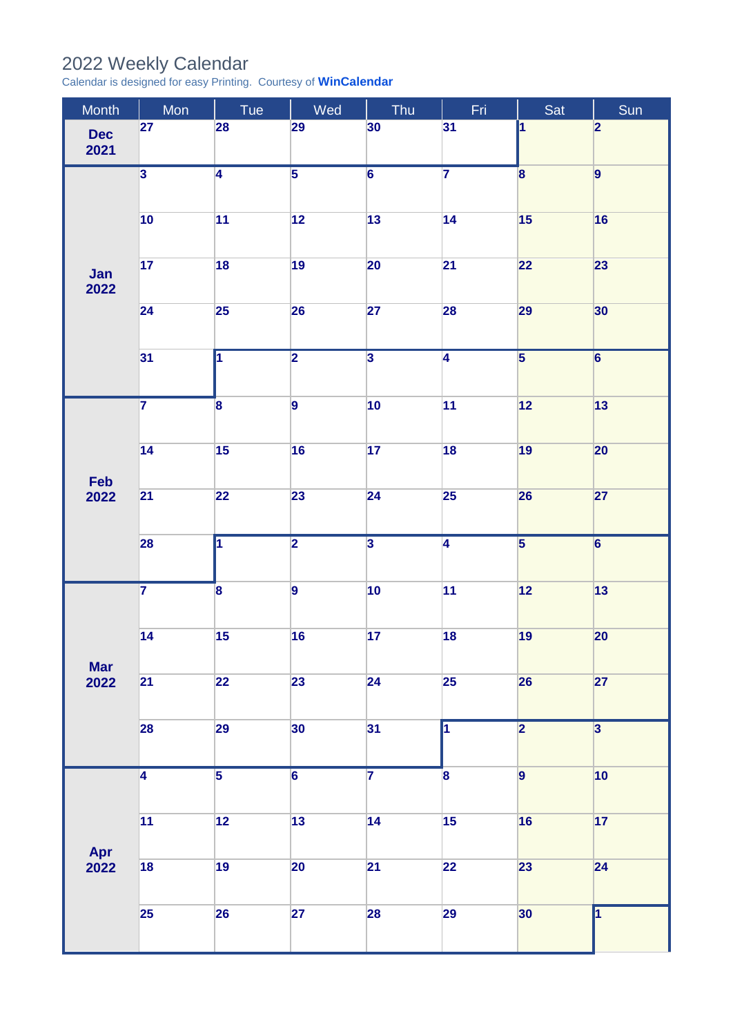# 2022 Weekly Calendar

Calendar is designed for easy Printing. Courtesy of **WinCalendar**

| Month | Mon | Tue | Wed | Thu | Fri | Sat | Sun |
|---|---|---|---|---|---|---|---|
| **Dec 2021** | 27 | 28 | 29 | 30 | 31 | 1 | 2 |
| **Jan 2022** | 3 | 4 | 5 | 6 | 7 | 8 | 9 |
| | 10 | 11 | 12 | 13 | 14 | 15 | 16 |
| | 17 | 18 | 19 | 20 | 21 | 22 | 23 |
| | 24 | 25 | 26 | 27 | 28 | 29 | 30 |
| | 31 | 1 | 2 | 3 | 4 | 5 | 6 |
| **Feb 2022** | 7 | 8 | 9 | 10 | 11 | 12 | 13 |
| | 14 | 15 | 16 | 17 | 18 | 19 | 20 |
| | 21 | 22 | 23 | 24 | 25 | 26 | 27 |
| | 28 | 1 | 2 | 3 | 4 | 5 | 6 |
| **Mar 2022** | 7 | 8 | 9 | 10 | 11 | 12 | 13 |
| | 14 | 15 | 16 | 17 | 18 | 19 | 20 |
| | 21 | 22 | 23 | 24 | 25 | 26 | 27 |
| | 28 | 29 | 30 | 31 | 1 | 2 | 3 |
| **Apr 2022** | 4 | 5 | 6 | 7 | 8 | 9 | 10 |
| | 11 | 12 | 13 | 14 | 15 | 16 | 17 |
| | 18 | 19 | 20 | 21 | 22 | 23 | 24 |
| | 25 | 26 | 27 | 28 | 29 | 30 | 1 |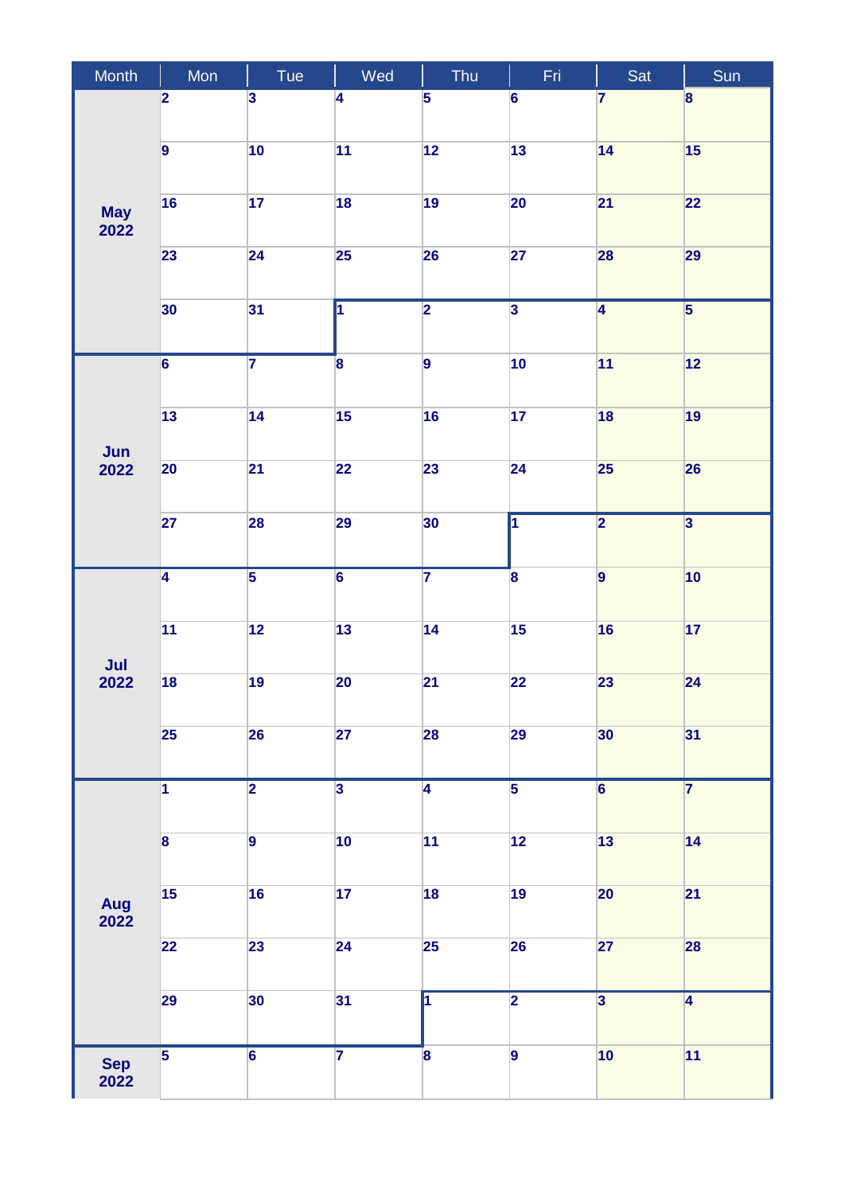| Month | Mon | Tue | Wed | Thu | Fri | Sat | Sun |
|---|---|---|---|---|---|---|---|
| May 2022 | 2 | 3 | 4 | 5 | 6 | 7 | 8 |
| | 9 | 10 | 11 | 12 | 13 | 14 | 15 |
| | 16 | 17 | 18 | 19 | 20 | 21 | 22 |
| | 23 | 24 | 25 | 26 | 27 | 28 | 29 |
| | 30 | 31 | 1 | 2 | 3 | 4 | 5 |
| Jun 2022 | 6 | 7 | 8 | 9 | 10 | 11 | 12 |
| | 13 | 14 | 15 | 16 | 17 | 18 | 19 |
| | 20 | 21 | 22 | 23 | 24 | 25 | 26 |
| | 27 | 28 | 29 | 30 | 1 | 2 | 3 |
| Jul 2022 | 4 | 5 | 6 | 7 | 8 | 9 | 10 |
| | 11 | 12 | 13 | 14 | 15 | 16 | 17 |
| | 18 | 19 | 20 | 21 | 22 | 23 | 24 |
| | 25 | 26 | 27 | 28 | 29 | 30 | 31 |
| Aug 2022 | 1 | 2 | 3 | 4 | 5 | 6 | 7 |
| | 8 | 9 | 10 | 11 | 12 | 13 | 14 |
| | 15 | 16 | 17 | 18 | 19 | 20 | 21 |
| | 22 | 23 | 24 | 25 | 26 | 27 | 28 |
| | 29 | 30 | 31 | 1 | 2 | 3 | 4 |
| Sep 2022 | 5 | 6 | 7 | 8 | 9 | 10 | 11 |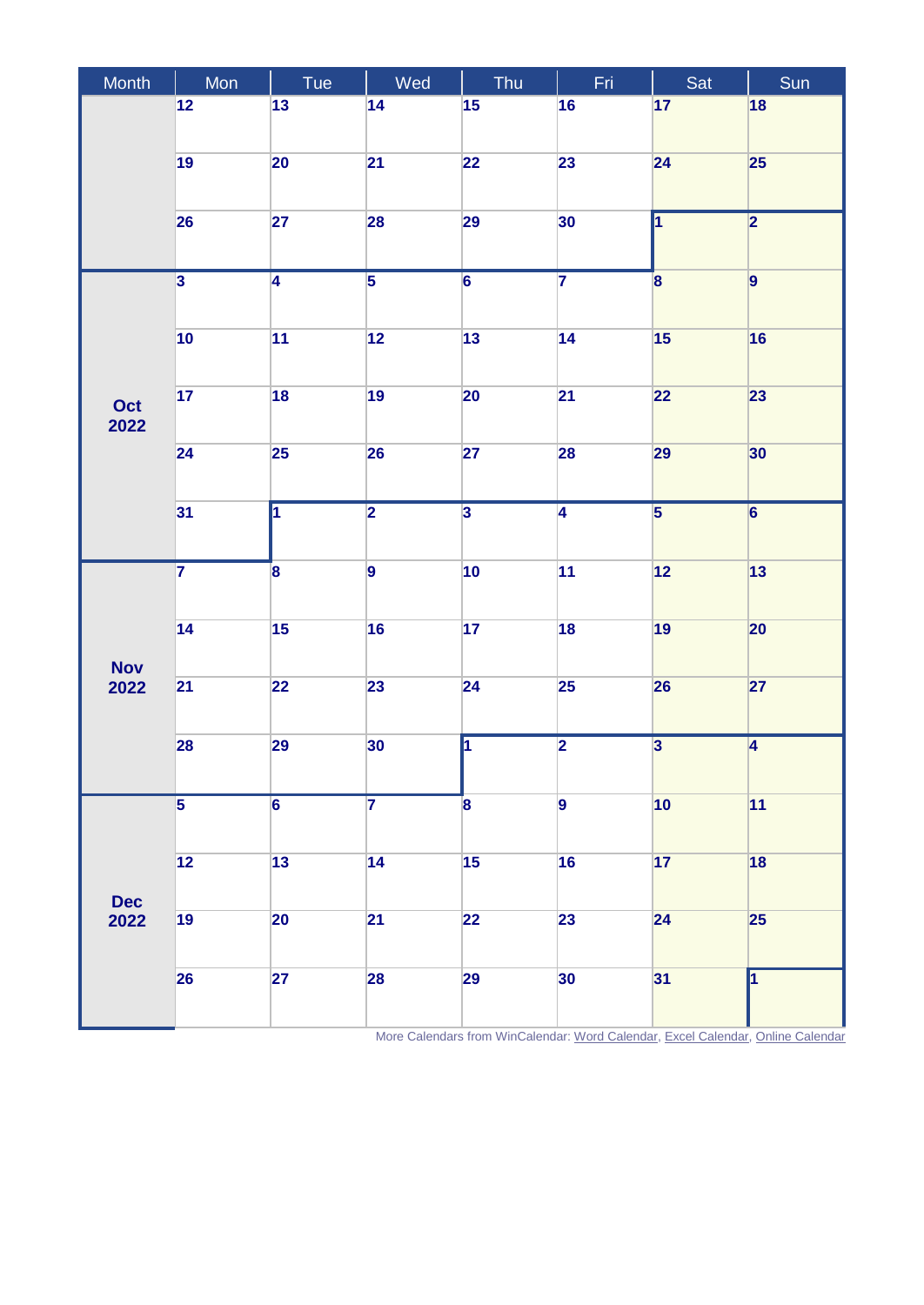| Month | Mon | Tue | Wed | Thu | Fri | Sat | Sun |
|---|---|---|---|---|---|---|---|
| | 12 | 13 | 14 | 15 | 16 | 17 | 18 |
| | 19 | 20 | 21 | 22 | 23 | 24 | 25 |
| | 26 | 27 | 28 | 29 | 30 | 1 | 2 |
| **Oct 2022** | 3 | 4 | 5 | 6 | 7 | 8 | 9 |
| | 10 | 11 | 12 | 13 | 14 | 15 | 16 |
| | 17 | 18 | 19 | 20 | 21 | 22 | 23 |
| | 24 | 25 | 26 | 27 | 28 | 29 | 30 |
| | 31 | 1 | 2 | 3 | 4 | 5 | 6 |
| **Nov 2022** | 7 | 8 | 9 | 10 | 11 | 12 | 13 |
| | 14 | 15 | 16 | 17 | 18 | 19 | 20 |
| | 21 | 22 | 23 | 24 | 25 | 26 | 27 |
| | 28 | 29 | 30 | 1 | 2 | 3 | 4 |
| **Dec 2022** | 5 | 6 | 7 | 8 | 9 | 10 | 11 |
| | 12 | 13 | 14 | 15 | 16 | 17 | 18 |
| | 19 | 20 | 21 | 22 | 23 | 24 | 25 |
| | 26 | 27 | 28 | 29 | 30 | 31 | 1 |

More Calendars from WinCalendar: Word Calendar, Excel Calendar, Online Calendar